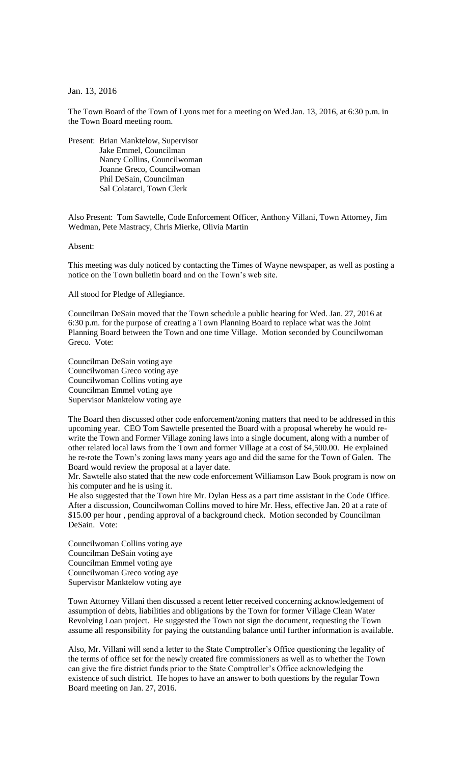Jan. 13, 2016

The Town Board of the Town of Lyons met for a meeting on Wed Jan. 13, 2016, at 6:30 p.m. in the Town Board meeting room.

Present: Brian Manktelow, Supervisor
Jake Emmel, Councilman
Nancy Collins, Councilwoman
Joanne Greco, Councilwoman
Phil DeSain, Councilman
Sal Colatarci, Town Clerk

Also Present: Tom Sawtelle, Code Enforcement Officer, Anthony Villani, Town Attorney, Jim Wedman, Pete Mastracy, Chris Mierke, Olivia Martin

Absent:

This meeting was duly noticed by contacting the Times of Wayne newspaper, as well as posting a notice on the Town bulletin board and on the Town's web site.

All stood for Pledge of Allegiance.

Councilman DeSain moved that the Town schedule a public hearing for Wed. Jan. 27, 2016 at 6:30 p.m. for the purpose of creating a Town Planning Board to replace what was the Joint Planning Board between the Town and one time Village. Motion seconded by Councilwoman Greco. Vote:

Councilman DeSain voting aye
Councilwoman Greco voting aye
Councilwoman Collins voting aye
Councilman Emmel voting aye
Supervisor Manktelow voting aye

The Board then discussed other code enforcement/zoning matters that need to be addressed in this upcoming year. CEO Tom Sawtelle presented the Board with a proposal whereby he would re-write the Town and Former Village zoning laws into a single document, along with a number of other related local laws from the Town and former Village at a cost of $4,500.00. He explained he re-rote the Town's zoning laws many years ago and did the same for the Town of Galen. The Board would review the proposal at a layer date.

Mr. Sawtelle also stated that the new code enforcement Williamson Law Book program is now on his computer and he is using it.

He also suggested that the Town hire Mr. Dylan Hess as a part time assistant in the Code Office. After a discussion, Councilwoman Collins moved to hire Mr. Hess, effective Jan. 20 at a rate of $15.00 per hour , pending approval of a background check. Motion seconded by Councilman DeSain. Vote:

Councilwoman Collins voting aye
Councilman DeSain voting aye
Councilman Emmel voting aye
Councilwoman Greco voting aye
Supervisor Manktelow voting aye

Town Attorney Villani then discussed a recent letter received concerning acknowledgement of assumption of debts, liabilities and obligations by the Town for former Village Clean Water Revolving Loan project. He suggested the Town not sign the document, requesting the Town assume all responsibility for paying the outstanding balance until further information is available.

Also, Mr. Villani will send a letter to the State Comptroller's Office questioning the legality of the terms of office set for the newly created fire commissioners as well as to whether the Town can give the fire district funds prior to the State Comptroller's Office acknowledging the existence of such district. He hopes to have an answer to both questions by the regular Town Board meeting on Jan. 27, 2016.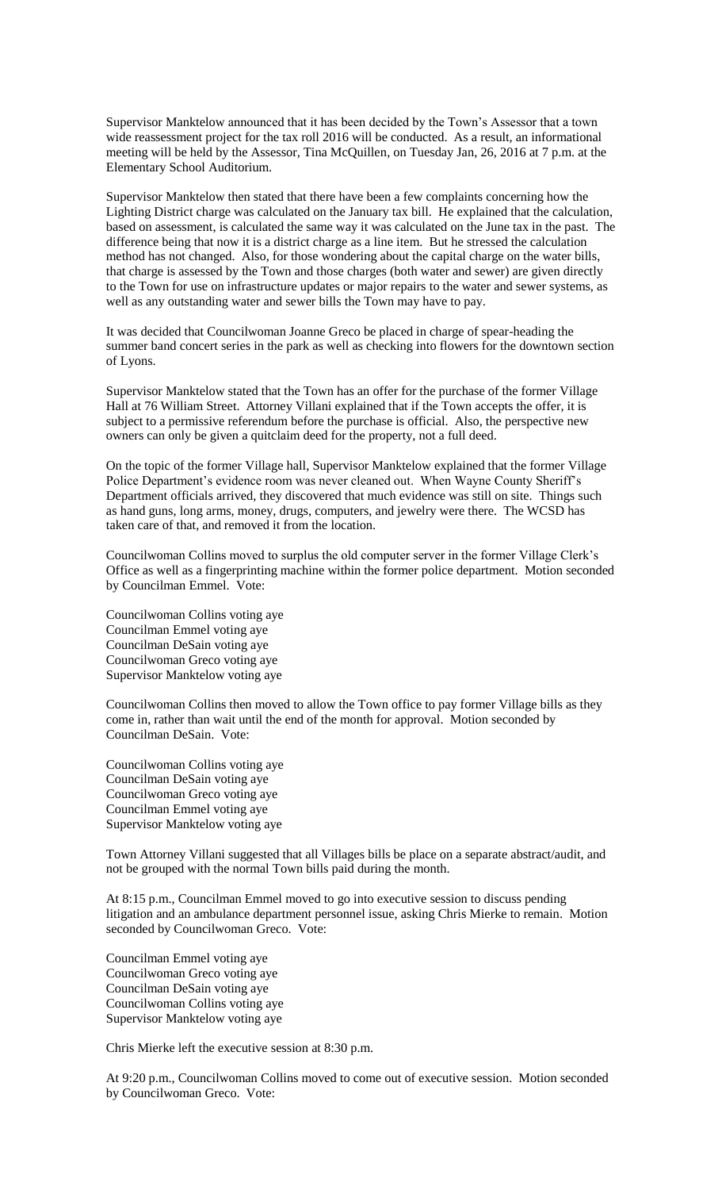Supervisor Manktelow announced that it has been decided by the Town's Assessor that a town wide reassessment project for the tax roll 2016 will be conducted. As a result, an informational meeting will be held by the Assessor, Tina McQuillen, on Tuesday Jan, 26, 2016 at 7 p.m. at the Elementary School Auditorium.

Supervisor Manktelow then stated that there have been a few complaints concerning how the Lighting District charge was calculated on the January tax bill. He explained that the calculation, based on assessment, is calculated the same way it was calculated on the June tax in the past. The difference being that now it is a district charge as a line item. But he stressed the calculation method has not changed. Also, for those wondering about the capital charge on the water bills, that charge is assessed by the Town and those charges (both water and sewer) are given directly to the Town for use on infrastructure updates or major repairs to the water and sewer systems, as well as any outstanding water and sewer bills the Town may have to pay.

It was decided that Councilwoman Joanne Greco be placed in charge of spear-heading the summer band concert series in the park as well as checking into flowers for the downtown section of Lyons.

Supervisor Manktelow stated that the Town has an offer for the purchase of the former Village Hall at 76 William Street. Attorney Villani explained that if the Town accepts the offer, it is subject to a permissive referendum before the purchase is official. Also, the perspective new owners can only be given a quitclaim deed for the property, not a full deed.

On the topic of the former Village hall, Supervisor Manktelow explained that the former Village Police Department's evidence room was never cleaned out. When Wayne County Sheriff's Department officials arrived, they discovered that much evidence was still on site. Things such as hand guns, long arms, money, drugs, computers, and jewelry were there. The WCSD has taken care of that, and removed it from the location.

Councilwoman Collins moved to surplus the old computer server in the former Village Clerk's Office as well as a fingerprinting machine within the former police department. Motion seconded by Councilman Emmel. Vote:

Councilwoman Collins voting aye
Councilman Emmel voting aye
Councilman DeSain voting aye
Councilwoman Greco voting aye
Supervisor Manktelow voting aye

Councilwoman Collins then moved to allow the Town office to pay former Village bills as they come in, rather than wait until the end of the month for approval. Motion seconded by Councilman DeSain. Vote:

Councilwoman Collins voting aye
Councilman DeSain voting aye
Councilwoman Greco voting aye
Councilman Emmel voting aye
Supervisor Manktelow voting aye

Town Attorney Villani suggested that all Villages bills be place on a separate abstract/audit, and not be grouped with the normal Town bills paid during the month.

At 8:15 p.m., Councilman Emmel moved to go into executive session to discuss pending litigation and an ambulance department personnel issue, asking Chris Mierke to remain. Motion seconded by Councilwoman Greco. Vote:

Councilman Emmel voting aye
Councilwoman Greco voting aye
Councilman DeSain voting aye
Councilwoman Collins voting aye
Supervisor Manktelow voting aye

Chris Mierke left the executive session at 8:30 p.m.

At 9:20 p.m., Councilwoman Collins moved to come out of executive session. Motion seconded by Councilwoman Greco. Vote: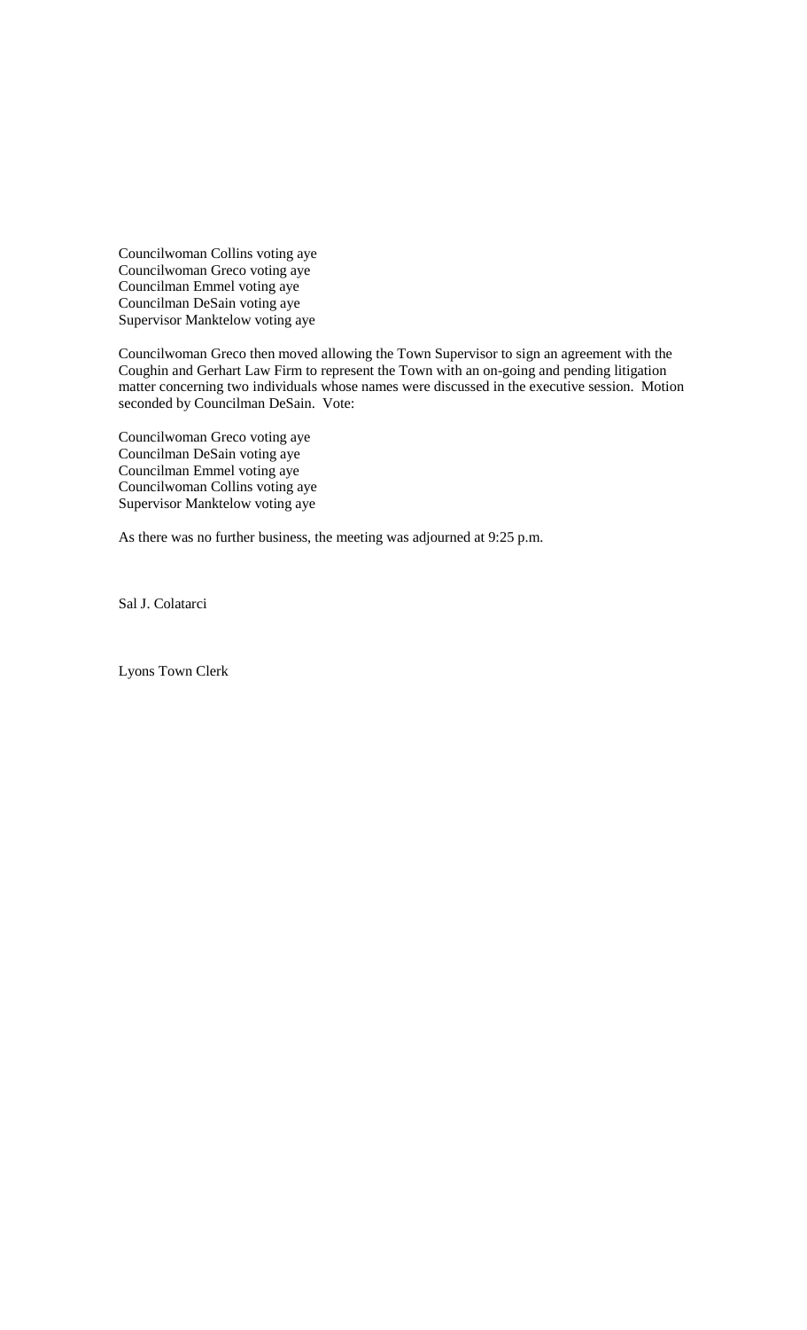Councilwoman Collins voting aye
Councilwoman Greco voting aye
Councilman Emmel voting aye
Councilman DeSain voting aye
Supervisor Manktelow voting aye

Councilwoman Greco then moved allowing the Town Supervisor to sign an agreement with the Coughin and Gerhart Law Firm to represent the Town with an on-going and pending litigation matter concerning two individuals whose names were discussed in the executive session. Motion seconded by Councilman DeSain. Vote:

Councilwoman Greco voting aye
Councilman DeSain voting aye
Councilman Emmel voting aye
Councilwoman Collins voting aye
Supervisor Manktelow voting aye

As there was no further business, the meeting was adjourned at 9:25 p.m.

Sal J. Colatarci

Lyons Town Clerk